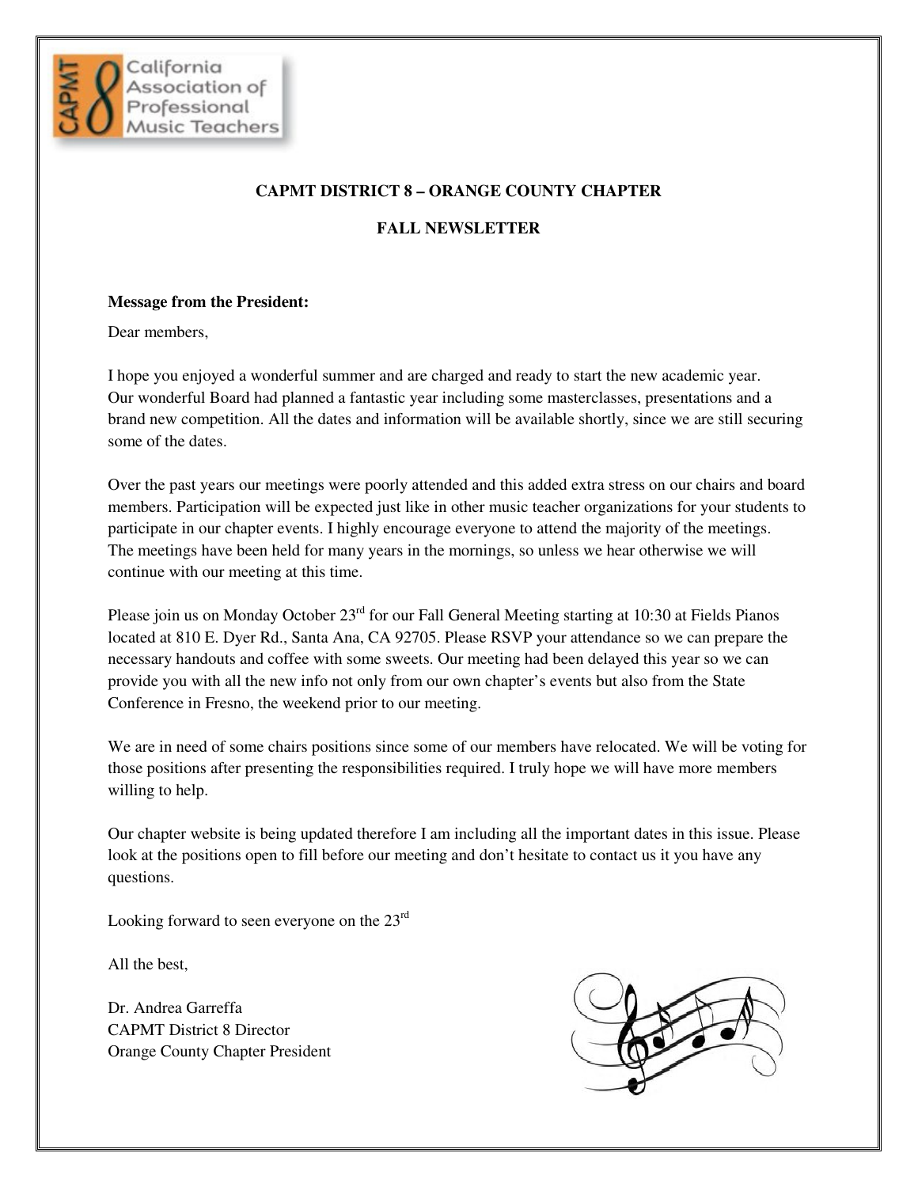# CAPMT DISTRICT 8 – ORANGE COUNTY CHAPTER

## FALL NEWSLETTER

**Message from the President:**

Dear members,

I hope you enjoyed a wonderful summer and are charged and ready to start the new academic year. Our wonderful Board had planned a fantastic year including some masterclasses, presentations and a brand new competition. All the dates and information will be available shortly, since we are still securing some of the dates.

Over the past years our meetings were poorly attended and this added extra stress on our chairs and board members. Participation will be expected just like in other music teacher organizations for your students to participate in our chapter events. I highly encourage everyone to attend the majority of the meetings. The meetings have been held for many years in the mornings, so unless we hear otherwise we will continue with our meeting at this time.

Please join us on Monday October 23rd for our Fall General Meeting starting at 10:30 at Fields Pianos located at 810 E. Dyer Rd., Santa Ana, CA 92705. Please RSVP your attendance so we can prepare the necessary handouts and coffee with some sweets. Our meeting had been delayed this year so we can provide you with all the new info not only from our own chapter's events but also from the State Conference in Fresno, the weekend prior to our meeting.

We are in need of some chairs positions since some of our members have relocated. We will be voting for those positions after presenting the responsibilities required. I truly hope we will have more members willing to help.

Our chapter website is being updated therefore I am including all the important dates in this issue. Please look at the positions open to fill before our meeting and don't hesitate to contact us it you have any questions.

Looking forward to seen everyone on the 23rd

All the best,

Dr. Andrea Garreffa
CAPMT District 8 Director
Orange County Chapter President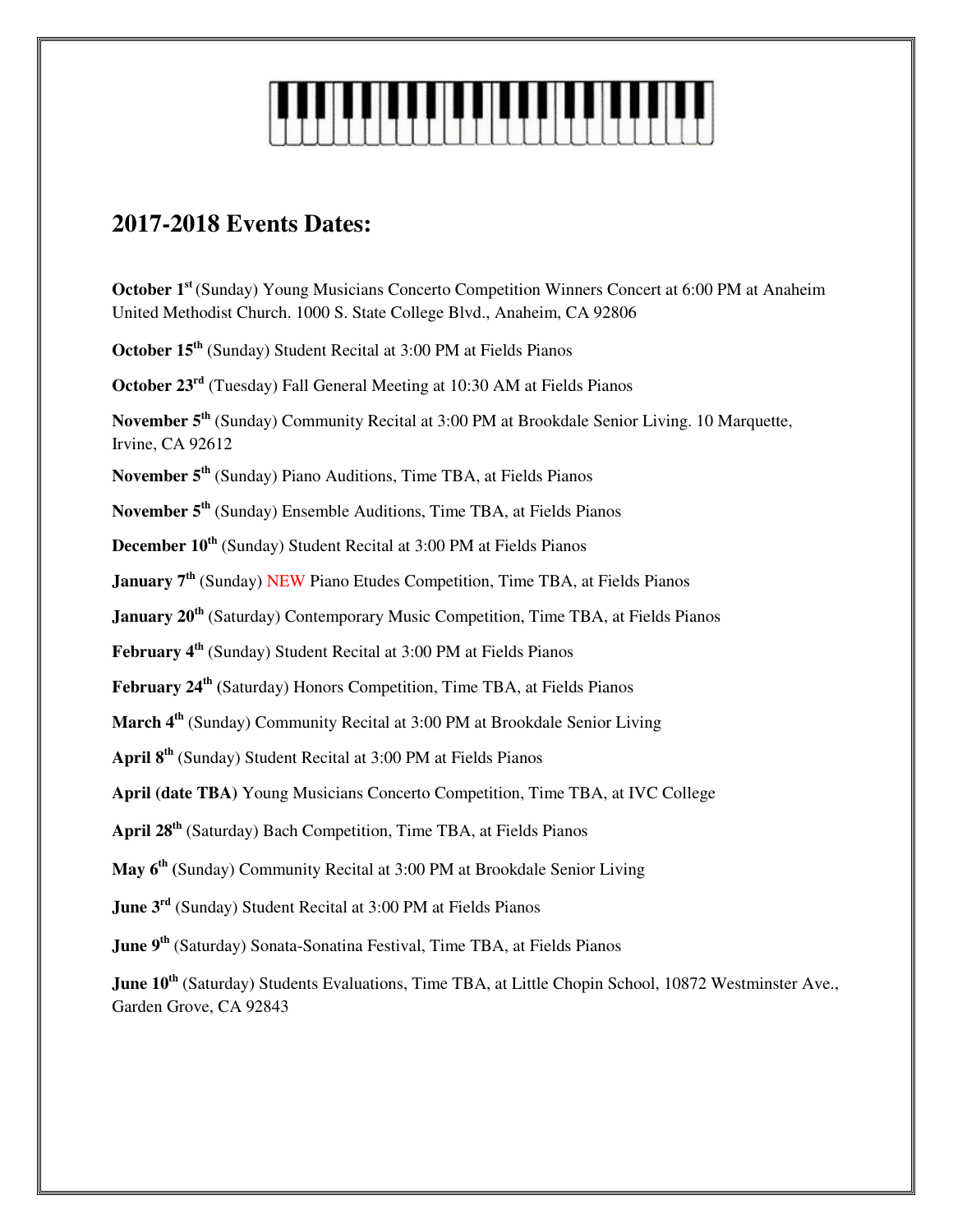## 2017-2018 Events Dates:

**October 1st** (Sunday) Young Musicians Concerto Competition Winners Concert at 6:00 PM at Anaheim United Methodist Church. 1000 S. State College Blvd., Anaheim, CA 92806

**October 15th** (Sunday) Student Recital at 3:00 PM at Fields Pianos

**October 23rd** (Tuesday) Fall General Meeting at 10:30 AM at Fields Pianos

**November 5th** (Sunday) Community Recital at 3:00 PM at Brookdale Senior Living. 10 Marquette, Irvine, CA 92612

**November 5th** (Sunday) Piano Auditions, Time TBA, at Fields Pianos

**November 5th** (Sunday) Ensemble Auditions, Time TBA, at Fields Pianos

**December 10th** (Sunday) Student Recital at 3:00 PM at Fields Pianos

**January 7th** (Sunday) NEW Piano Etudes Competition, Time TBA, at Fields Pianos

**January 20th** (Saturday) Contemporary Music Competition, Time TBA, at Fields Pianos

**February 4th** (Sunday) Student Recital at 3:00 PM at Fields Pianos

**February 24th** (Saturday) Honors Competition, Time TBA, at Fields Pianos

**March 4th** (Sunday) Community Recital at 3:00 PM at Brookdale Senior Living

**April 8th** (Sunday) Student Recital at 3:00 PM at Fields Pianos

**April (date TBA)** Young Musicians Concerto Competition, Time TBA, at IVC College

**April 28th** (Saturday) Bach Competition, Time TBA, at Fields Pianos

**May 6th** (Sunday) Community Recital at 3:00 PM at Brookdale Senior Living

**June 3rd** (Sunday) Student Recital at 3:00 PM at Fields Pianos

**June 9th** (Saturday) Sonata-Sonatina Festival, Time TBA, at Fields Pianos

**June 10th** (Saturday) Students Evaluations, Time TBA, at Little Chopin School, 10872 Westminster Ave., Garden Grove, CA 92843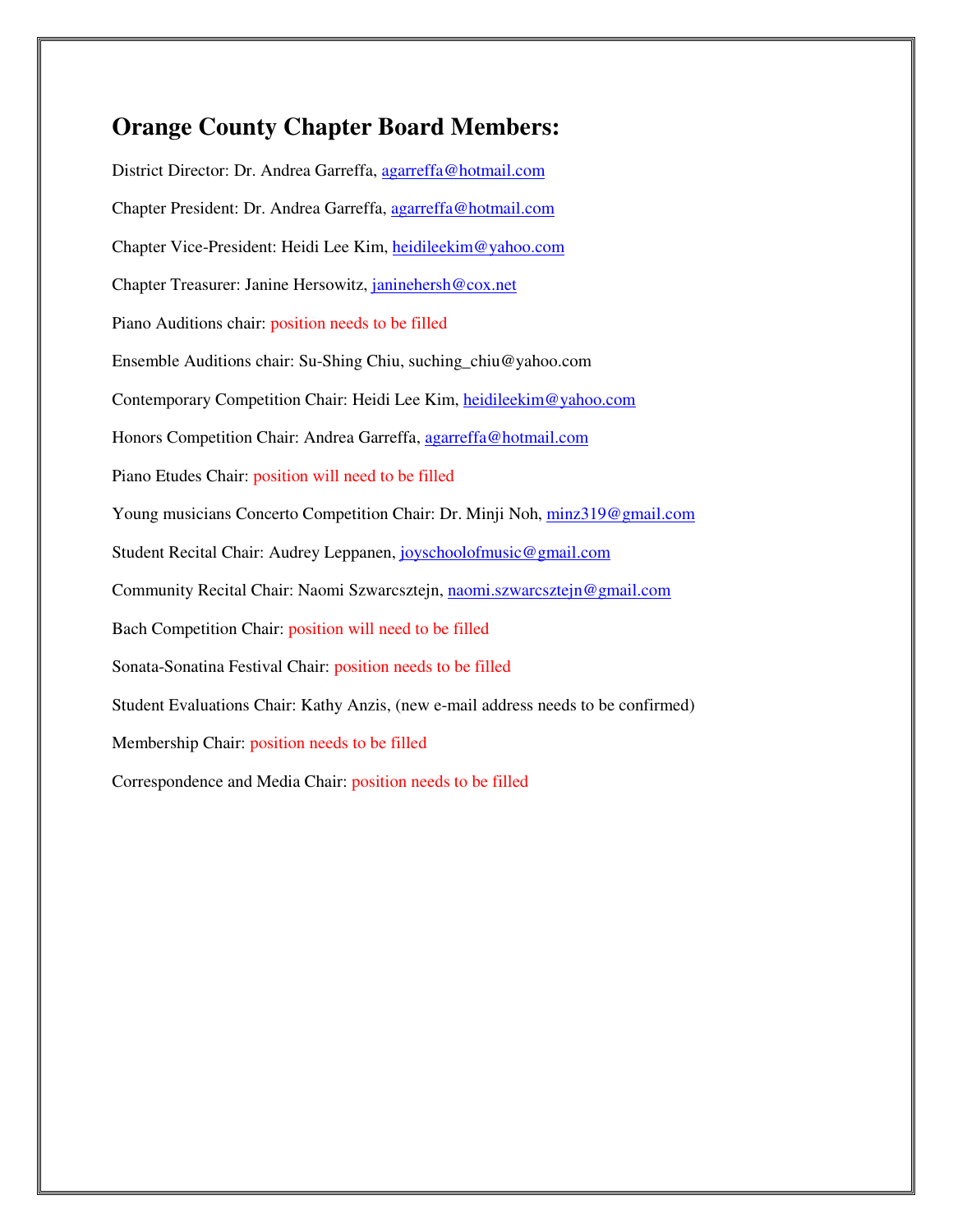## Orange County Chapter Board Members:

District Director: Dr. Andrea Garreffa, agarreffa@hotmail.com

Chapter President: Dr. Andrea Garreffa, agarreffa@hotmail.com

Chapter Vice-President: Heidi Lee Kim, heidileekim@yahoo.com

Chapter Treasurer: Janine Hersowitz, janinehersh@cox.net

Piano Auditions chair: position needs to be filled

Ensemble Auditions chair: Su-Shing Chiu, suching_chiu@yahoo.com

Contemporary Competition Chair: Heidi Lee Kim, heidileekim@yahoo.com

Honors Competition Chair: Andrea Garreffa, agarreffa@hotmail.com

Piano Etudes Chair: position will need to be filled

Young musicians Concerto Competition Chair: Dr. Minji Noh, minz319@gmail.com

Student Recital Chair: Audrey Leppanen, joyschoolofmusic@gmail.com

Community Recital Chair: Naomi Szwarcsztejn, naomi.szwarcsztejn@gmail.com

Bach Competition Chair: position will need to be filled

Sonata-Sonatina Festival Chair: position needs to be filled

Student Evaluations Chair: Kathy Anzis, (new e-mail address needs to be confirmed)

Membership Chair: position needs to be filled

Correspondence and Media Chair: position needs to be filled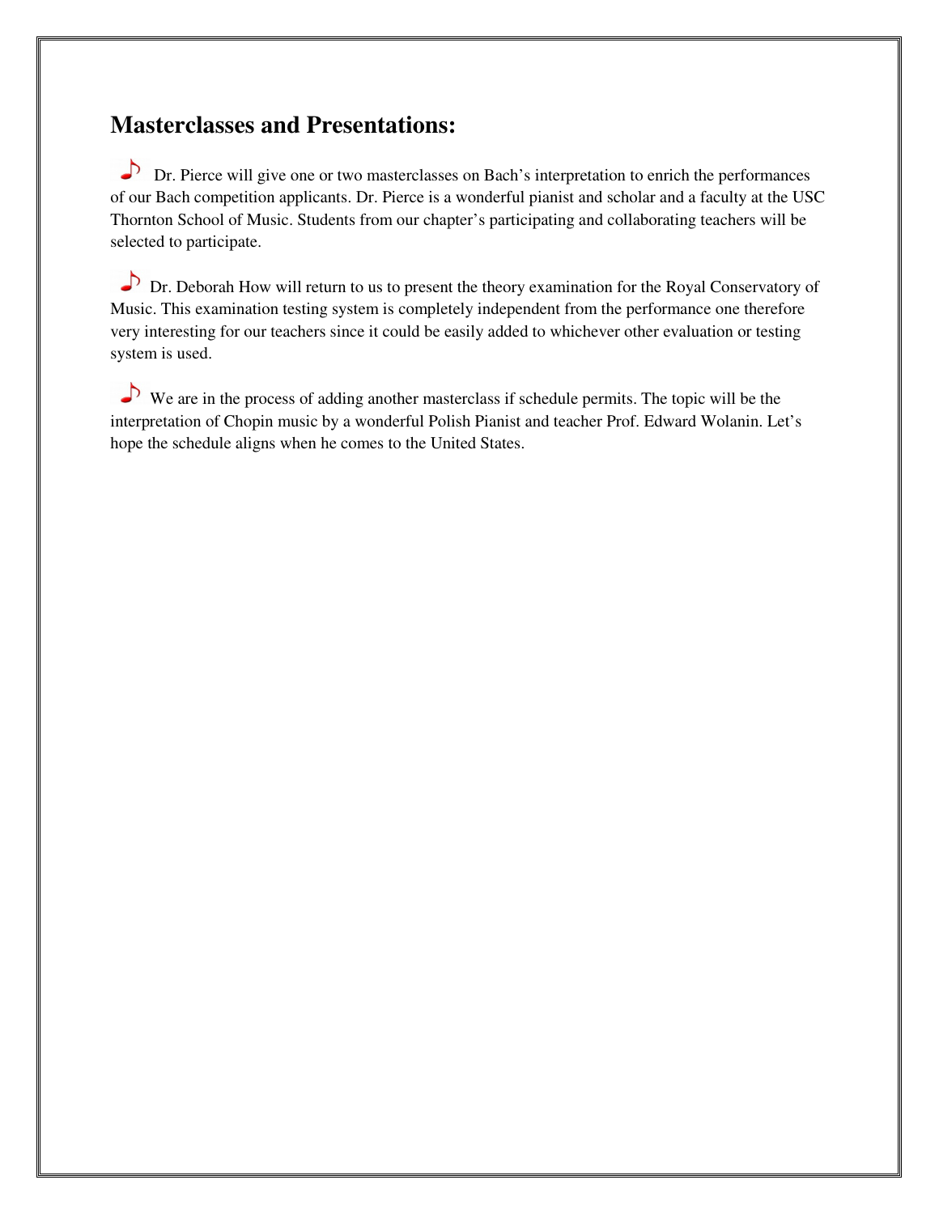## Masterclasses and Presentations:

- Dr. Pierce will give one or two masterclasses on Bach's interpretation to enrich the performances of our Bach competition applicants. Dr. Pierce is a wonderful pianist and scholar and a faculty at the USC Thornton School of Music. Students from our chapter's participating and collaborating teachers will be selected to participate.

- Dr. Deborah How will return to us to present the theory examination for the Royal Conservatory of Music. This examination testing system is completely independent from the performance one therefore very interesting for our teachers since it could be easily added to whichever other evaluation or testing system is used.

- We are in the process of adding another masterclass if schedule permits. The topic will be the interpretation of Chopin music by a wonderful Polish Pianist and teacher Prof. Edward Wolanin. Let's hope the schedule aligns when he comes to the United States.